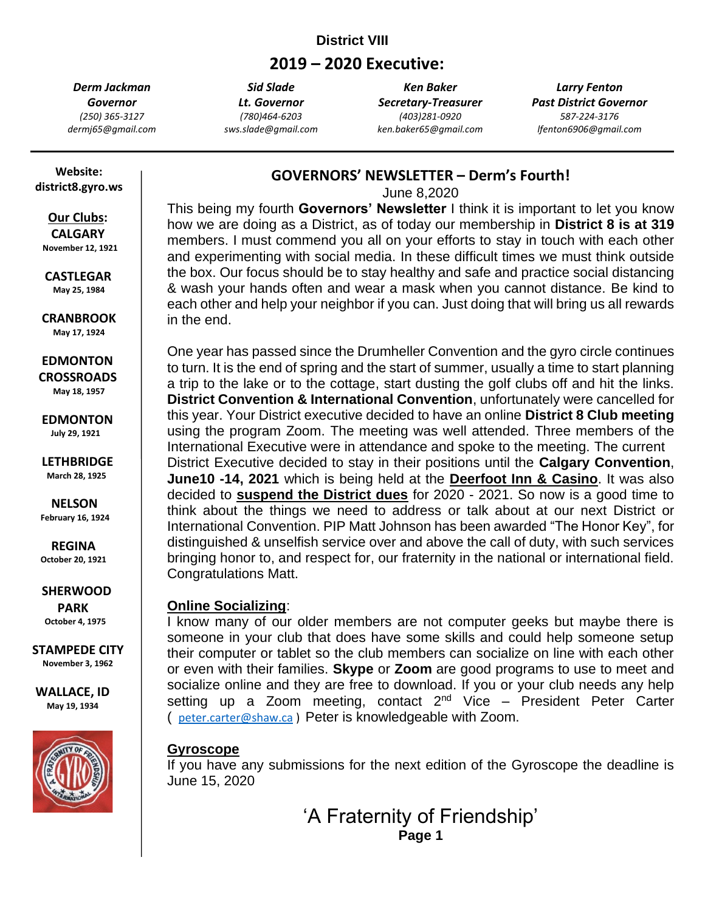**District VIII**

## 2019 – 2020 Executive:

| Derm Jackman | Sid Slade | Ken Baker | Larry Fenton |
|---|---|---|---|
| ***Governor*** | ***Lt. Governor*** | ***Secretary-Treasurer*** | ***Past District Governor*** |
| *(250) 365-3127* | *(780)464-6203* | *(403)281-0920* | *587-224-3176* |
| *dermj65@gmail.com* | *sws.slade@gmail.com* | *ken.baker65@gmail.com* | *lfenton6906@gmail.com* |

**Website:**
**district8.gyro.ws**

**Our Clubs:**

**CALGARY**
November 12, 1921

**CASTLEGAR**
May 25, 1984

**CRANBROOK**
May 17, 1924

**EDMONTON CROSSROADS**
May 18, 1957

**EDMONTON**
July 29, 1921

**LETHBRIDGE**
March 28, 1925

**NELSON**
February 16, 1924

**REGINA**
October 20, 1921

**SHERWOOD PARK**
October 4, 1975

**STAMPEDE CITY**
November 3, 1962

**WALLACE, ID**
May 19, 1934

## GOVERNORS' NEWSLETTER – Derm's Fourth!

June 8,2020

This being my fourth **Governors' Newsletter** I think it is important to let you know how we are doing as a District, as of today our membership in **District 8 is at 319** members. I must commend you all on your efforts to stay in touch with each other and experimenting with social media. In these difficult times we must think outside the box. Our focus should be to stay healthy and safe and practice social distancing & wash your hands often and wear a mask when you cannot distance. Be kind to each other and help your neighbor if you can. Just doing that will bring us all rewards in the end.

One year has passed since the Drumheller Convention and the gyro circle continues to turn. It is the end of spring and the start of summer, usually a time to start planning a trip to the lake or to the cottage, start dusting the golf clubs off and hit the links. **District Convention & International Convention**, unfortunately were cancelled for this year. Your District executive decided to have an online **District 8 Club meeting** using the program Zoom. The meeting was well attended. Three members of the International Executive were in attendance and spoke to the meeting. The current District Executive decided to stay in their positions until the **Calgary Convention**, **June10 -14, 2021** which is being held at the **Deerfoot Inn & Casino**. It was also decided to **suspend the District dues** for 2020 - 2021. So now is a good time to think about the things we need to address or talk about at our next District or International Convention. PIP Matt Johnson has been awarded "The Honor Key", for distinguished & unselfish service over and above the call of duty, with such services bringing honor to, and respect for, our fraternity in the national or international field. Congratulations Matt.

**Online Socializing**:

I know many of our older members are not computer geeks but maybe there is someone in your club that does have some skills and could help someone setup their computer or tablet so the club members can socialize on line with each other or even with their families. **Skype** or **Zoom** are good programs to use to meet and socialize online and they are free to download. If you or your club needs any help setting up a Zoom meeting, contact 2nd Vice – President Peter Carter ( peter.carter@shaw.ca ) Peter is knowledgeable with Zoom.

**Gyroscope**

If you have any submissions for the next edition of the Gyroscope the deadline is June 15, 2020

'A Fraternity of Friendship'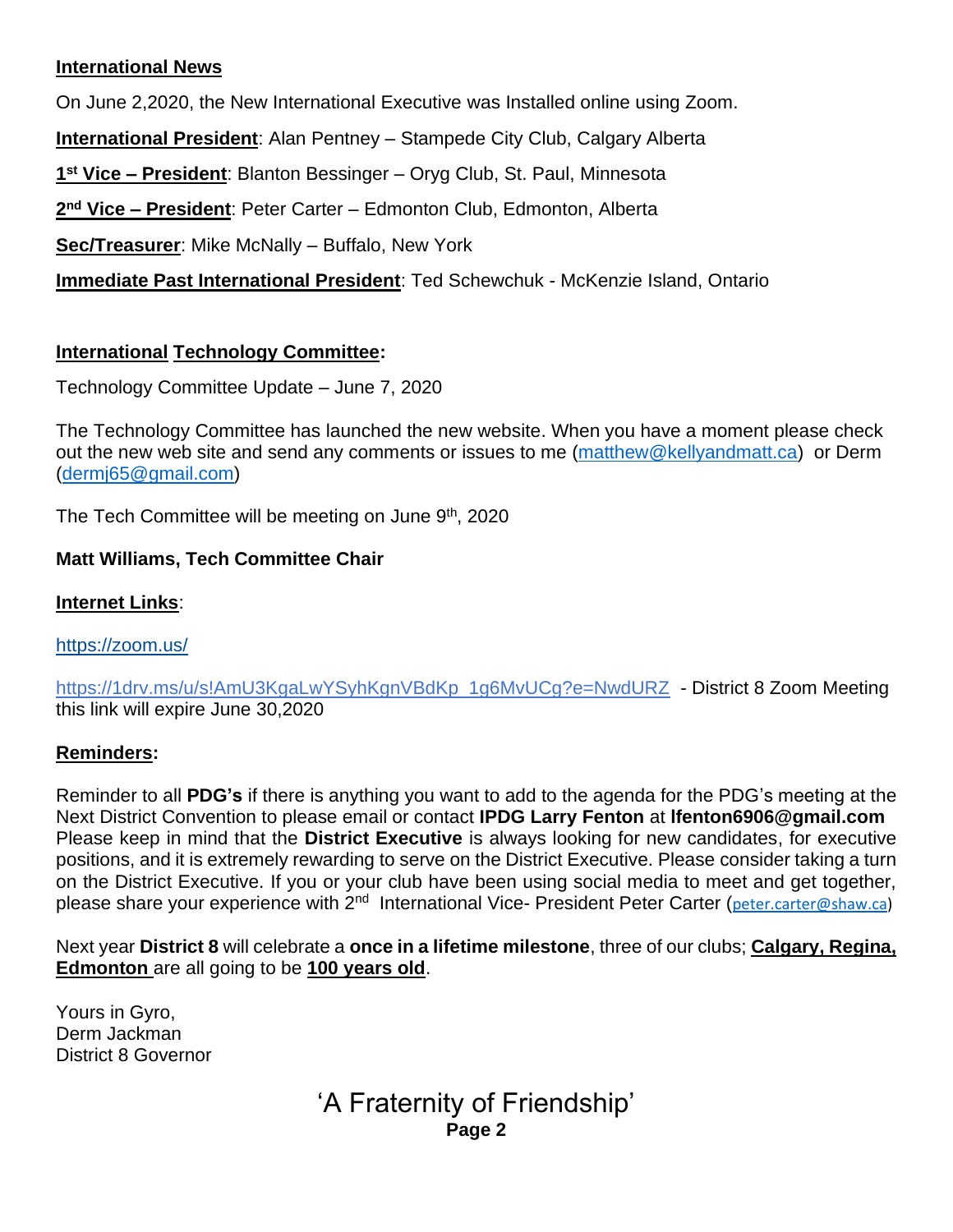**International News**

On June 2,2020, the New International Executive was Installed online using Zoom.

**International President**: Alan Pentney – Stampede City Club, Calgary Alberta

**1st Vice – President**: Blanton Bessinger – Oryg Club, St. Paul, Minnesota

**2nd Vice – President**: Peter Carter – Edmonton Club, Edmonton, Alberta

**Sec/Treasurer**: Mike McNally – Buffalo, New York

**Immediate Past International President**: Ted Schewchuk - McKenzie Island, Ontario

**International Technology Committee:**

Technology Committee Update – June 7, 2020

The Technology Committee has launched the new website. When you have a moment please check out the new web site and send any comments or issues to me (matthew@kellyandmatt.ca) or Derm (dermj65@gmail.com)

The Tech Committee will be meeting on June 9th, 2020

**Matt Williams, Tech Committee Chair**

**Internet Links**:

https://zoom.us/

https://1drv.ms/u/s!AmU3KgaLwYSyhKgnVBdKp_1g6MvUCg?e=NwdURZ - District 8 Zoom Meeting this link will expire June 30,2020

**Reminders:**

Reminder to all **PDG's** if there is anything you want to add to the agenda for the PDG's meeting at the Next District Convention to please email or contact **IPDG Larry Fenton** at **lfenton6906@gmail.com** Please keep in mind that the **District Executive** is always looking for new candidates, for executive positions, and it is extremely rewarding to serve on the District Executive. Please consider taking a turn on the District Executive. If you or your club have been using social media to meet and get together, please share your experience with 2nd International Vice- President Peter Carter (peter.carter@shaw.ca)

Next year **District 8** will celebrate a **once in a lifetime milestone**, three of our clubs; **Calgary, Regina, Edmonton** are all going to be **100 years old**.

Yours in Gyro,
Derm Jackman
District 8 Governor

'A Fraternity of Friendship'